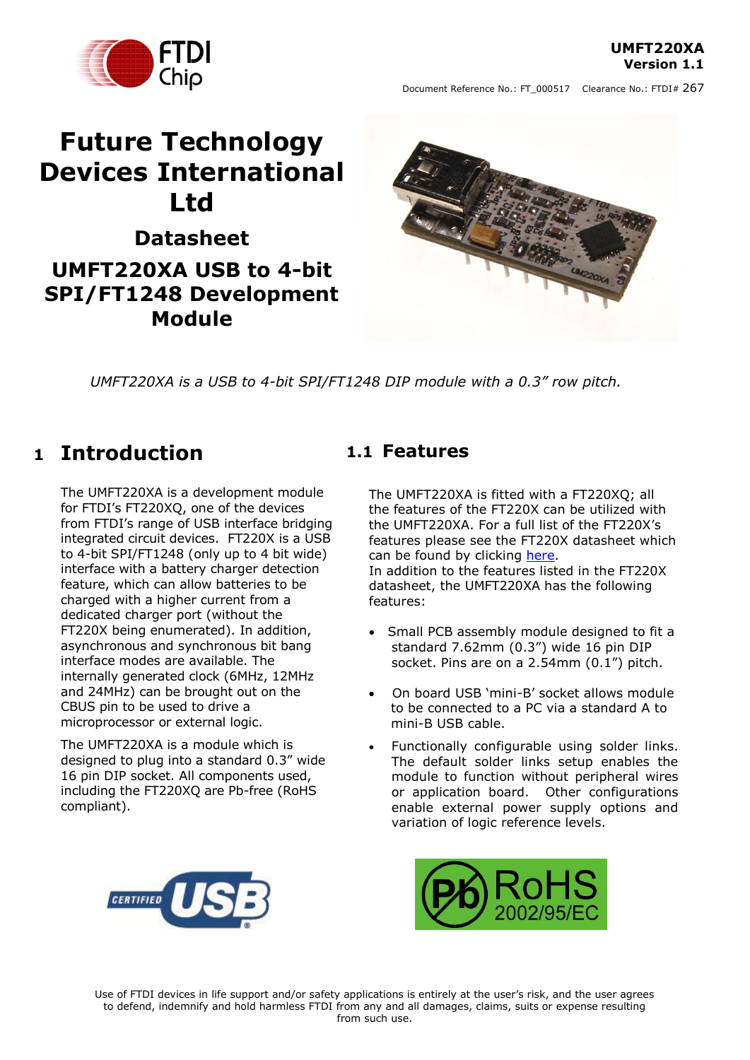**UMFT220XA**
**Version 1.1**

Document Reference No.: FT_000517 Clearance No.: FTDI# 267

# Future Technology Devices International Ltd

## Datasheet

## UMFT220XA USB to 4-bit SPI/FT1248 Development Module

*UMFT220XA is a USB to 4-bit SPI/FT1248 DIP module with a 0.3" row pitch.*

# 1 Introduction

The UMFT220XA is a development module for FTDI's FT220XQ, one of the devices from FTDI's range of USB interface bridging integrated circuit devices. FT220X is a USB to 4-bit SPI/FT1248 (only up to 4 bit wide) interface with a battery charger detection feature, which can allow batteries to be charged with a higher current from a dedicated charger port (without the FT220X being enumerated). In addition, asynchronous and synchronous bit bang interface modes are available. The internally generated clock (6MHz, 12MHz and 24MHz) can be brought out on the CBUS pin to be used to drive a microprocessor or external logic.

The UMFT220XA is a module which is designed to plug into a standard 0.3" wide 16 pin DIP socket. All components used, including the FT220XQ are Pb-free (RoHS compliant).

## 1.1 Features

The UMFT220XA is fitted with a FT220XQ; all the features of the FT220X can be utilized with the UMFT220XA. For a full list of the FT220X's features please see the FT220X datasheet which can be found by clicking here.
In addition to the features listed in the FT220X datasheet, the UMFT220XA has the following features:

- Small PCB assembly module designed to fit a standard 7.62mm (0.3") wide 16 pin DIP socket. Pins are on a 2.54mm (0.1") pitch.
- On board USB 'mini-B' socket allows module to be connected to a PC via a standard A to mini-B USB cable.
- Functionally configurable using solder links. The default solder links setup enables the module to function without peripheral wires or application board. Other configurations enable external power supply options and variation of logic reference levels.

Use of FTDI devices in life support and/or safety applications is entirely at the user's risk, and the user agrees to defend, indemnify and hold harmless FTDI from any and all damages, claims, suits or expense resulting from such use.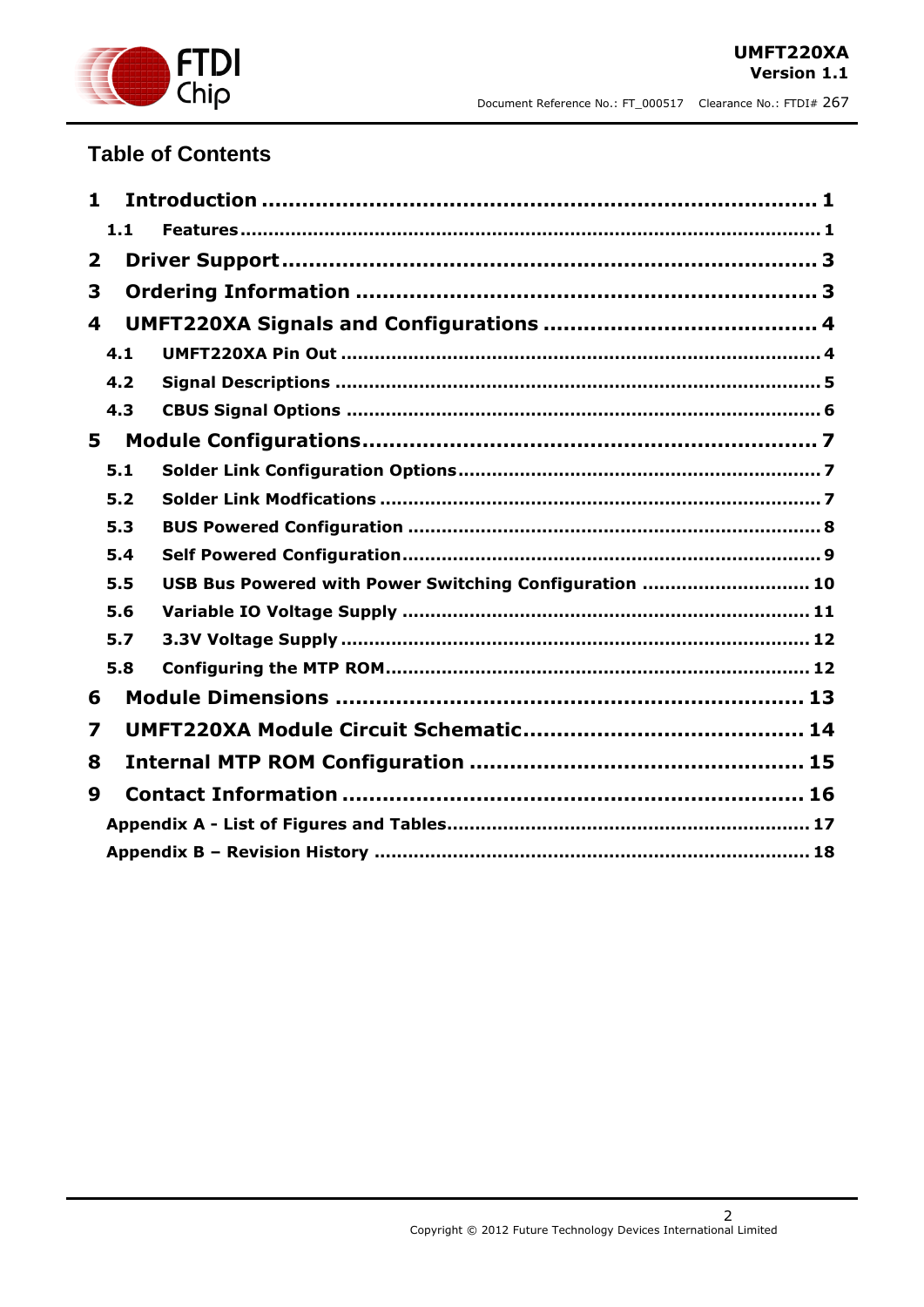## Table of Contents

**1 Introduction ........................................................................ 1**

- **1.1 Features ........................................................................ 1**

**2 Driver Support ........................................................................ 3**

**3 Ordering Information ........................................................................ 3**

**4 UMFT220XA Signals and Configurations ........................................................................ 4**

- **4.1 UMFT220XA Pin Out ........................................................................ 4**
- **4.2 Signal Descriptions ........................................................................ 5**
- **4.3 CBUS Signal Options ........................................................................ 6**

**5 Module Configurations ........................................................................ 7**

- **5.1 Solder Link Configuration Options ........................................................................ 7**
- **5.2 Solder Link Modfications ........................................................................ 7**
- **5.3 BUS Powered Configuration ........................................................................ 8**
- **5.4 Self Powered Configuration ........................................................................ 9**
- **5.5 USB Bus Powered with Power Switching Configuration ........................................................................ 10**
- **5.6 Variable IO Voltage Supply ........................................................................ 11**
- **5.7 3.3V Voltage Supply ........................................................................ 12**
- **5.8 Configuring the MTP ROM ........................................................................ 12**

**6 Module Dimensions ........................................................................ 13**

**7 UMFT220XA Module Circuit Schematic ........................................................................ 14**

**8 Internal MTP ROM Configuration ........................................................................ 15**

**9 Contact Information ........................................................................ 16**

- **Appendix A - List of Figures and Tables ........................................................................ 17**
- **Appendix B – Revision History ........................................................................ 18**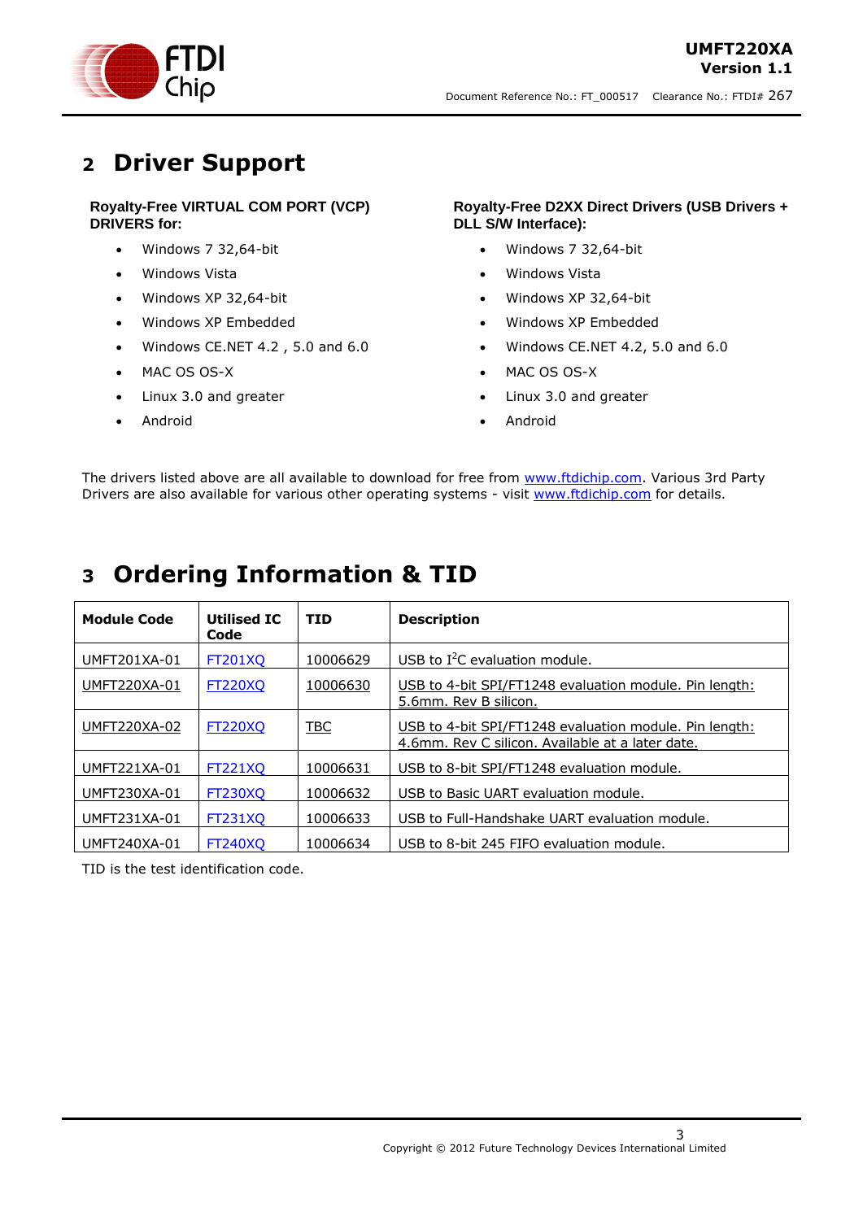# 2 Driver Support

**Royalty-Free VIRTUAL COM PORT (VCP) DRIVERS for:**

- Windows 7 32,64-bit
- Windows Vista
- Windows XP 32,64-bit
- Windows XP Embedded
- Windows CE.NET 4.2 , 5.0 and 6.0
- MAC OS OS-X
- Linux 3.0 and greater
- Android

**Royalty-Free D2XX Direct Drivers (USB Drivers + DLL S/W Interface):**

- Windows 7 32,64-bit
- Windows Vista
- Windows XP 32,64-bit
- Windows XP Embedded
- Windows CE.NET 4.2, 5.0 and 6.0
- MAC OS OS-X
- Linux 3.0 and greater
- Android

The drivers listed above are all available to download for free from www.ftdichip.com. Various 3rd Party Drivers are also available for various other operating systems - visit www.ftdichip.com for details.

# 3 Ordering Information & TID

| Module Code | Utilised IC Code | TID | Description |
|---|---|---|---|
| UMFT201XA-01 | FT201XQ | 10006629 | USB to $I^2C$ evaluation module. |
| UMFT220XA-01 | FT220XQ | 10006630 | USB to 4-bit SPI/FT1248 evaluation module. Pin length: 5.6mm. Rev B silicon. |
| UMFT220XA-02 | FT220XQ | TBC | USB to 4-bit SPI/FT1248 evaluation module. Pin length: 4.6mm. Rev C silicon. Available at a later date. |
| UMFT221XA-01 | FT221XQ | 10006631 | USB to 8-bit SPI/FT1248 evaluation module. |
| UMFT230XA-01 | FT230XQ | 10006632 | USB to Basic UART evaluation module. |
| UMFT231XA-01 | FT231XQ | 10006633 | USB to Full-Handshake UART evaluation module. |
| UMFT240XA-01 | FT240XQ | 10006634 | USB to 8-bit 245 FIFO evaluation module. |

TID is the test identification code.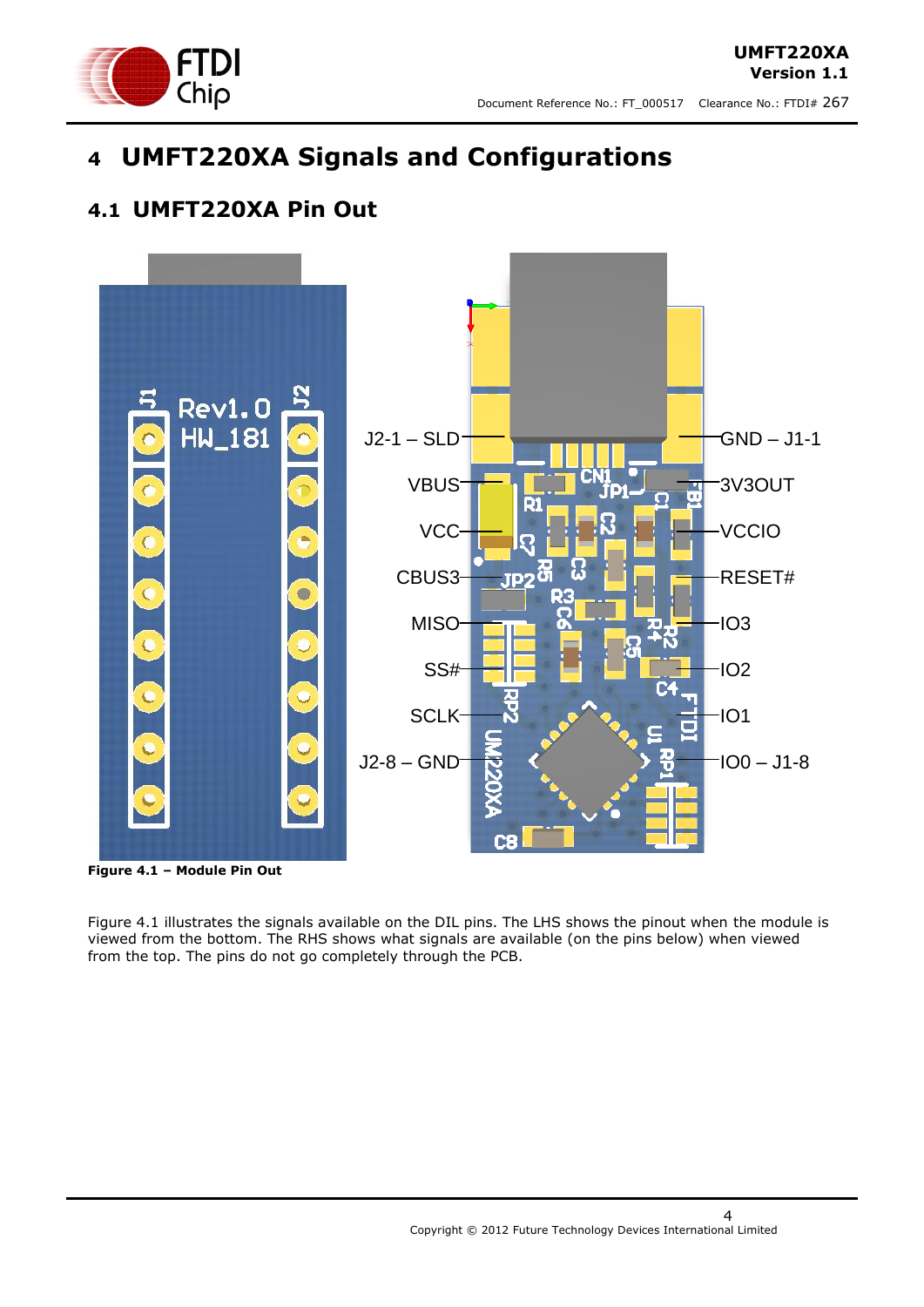# 4 UMFT220XA Signals and Configurations

## 4.1 UMFT220XA Pin Out

**Figure 4.1 – Module Pin Out**

Figure 4.1 illustrates the signals available on the DIL pins. The LHS shows the pinout when the module is viewed from the bottom. The RHS shows what signals are available (on the pins below) when viewed from the top. The pins do not go completely through the PCB.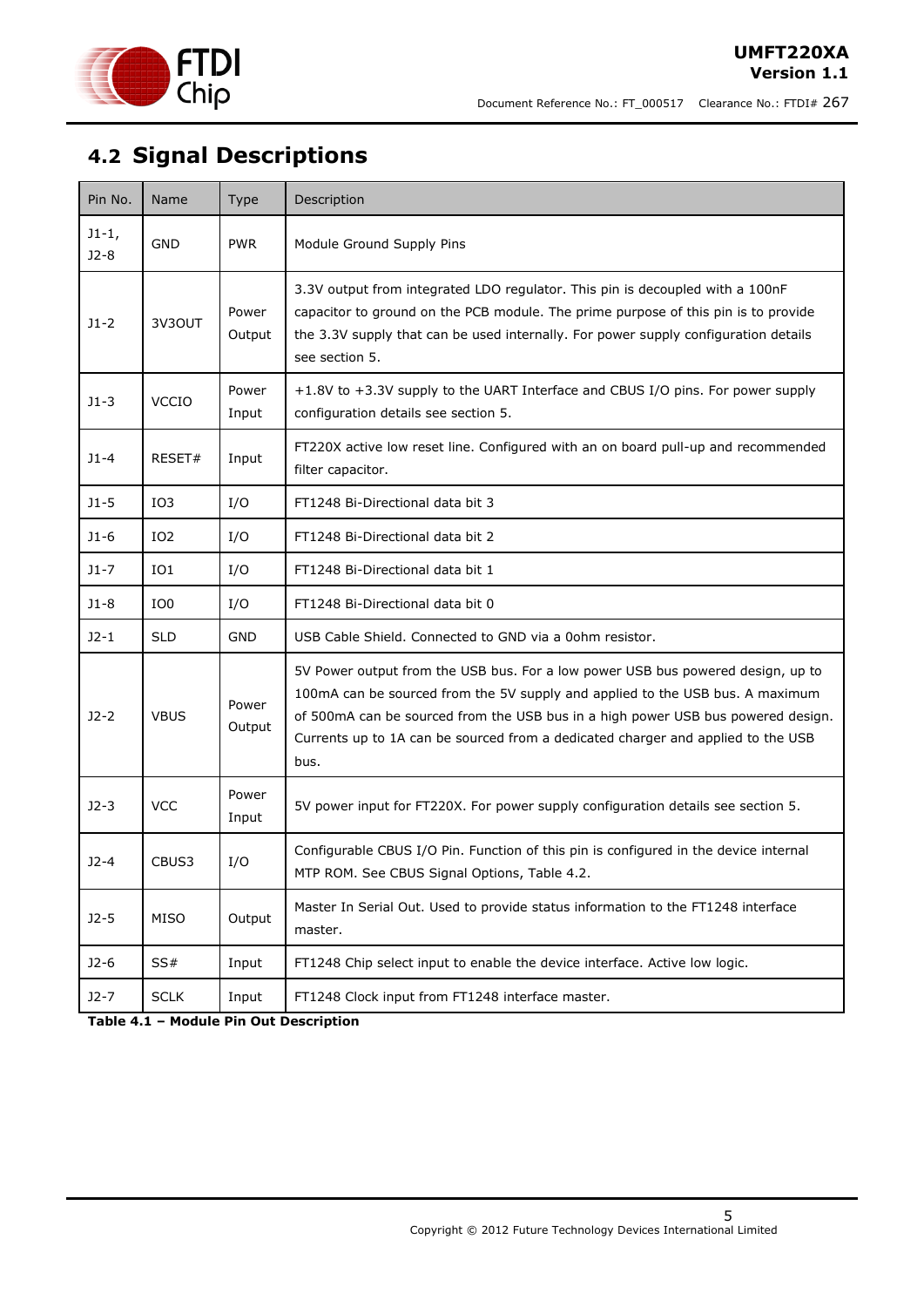## 4.2 Signal Descriptions

| Pin No. | Name | Type | Description |
|---|---|---|---|
| J1-1, J2-8 | GND | PWR | Module Ground Supply Pins |
| J1-2 | 3V3OUT | Power Output | 3.3V output from integrated LDO regulator. This pin is decoupled with a 100nF capacitor to ground on the PCB module. The prime purpose of this pin is to provide the 3.3V supply that can be used internally. For power supply configuration details see section 5. |
| J1-3 | VCCIO | Power Input | +1.8V to +3.3V supply to the UART Interface and CBUS I/O pins. For power supply configuration details see section 5. |
| J1-4 | RESET# | Input | FT220X active low reset line. Configured with an on board pull-up and recommended filter capacitor. |
| J1-5 | IO3 | I/O | FT1248 Bi-Directional data bit 3 |
| J1-6 | IO2 | I/O | FT1248 Bi-Directional data bit 2 |
| J1-7 | IO1 | I/O | FT1248 Bi-Directional data bit 1 |
| J1-8 | IO0 | I/O | FT1248 Bi-Directional data bit 0 |
| J2-1 | SLD | GND | USB Cable Shield. Connected to GND via a 0ohm resistor. |
| J2-2 | VBUS | Power Output | 5V Power output from the USB bus. For a low power USB bus powered design, up to 100mA can be sourced from the 5V supply and applied to the USB bus. A maximum of 500mA can be sourced from the USB bus in a high power USB bus powered design. Currents up to 1A can be sourced from a dedicated charger and applied to the USB bus. |
| J2-3 | VCC | Power Input | 5V power input for FT220X. For power supply configuration details see section 5. |
| J2-4 | CBUS3 | I/O | Configurable CBUS I/O Pin. Function of this pin is configured in the device internal MTP ROM. See CBUS Signal Options, Table 4.2. |
| J2-5 | MISO | Output | Master In Serial Out. Used to provide status information to the FT1248 interface master. |
| J2-6 | SS# | Input | FT1248 Chip select input to enable the device interface. Active low logic. |
| J2-7 | SCLK | Input | FT1248 Clock input from FT1248 interface master. |

**Table 4.1 – Module Pin Out Description**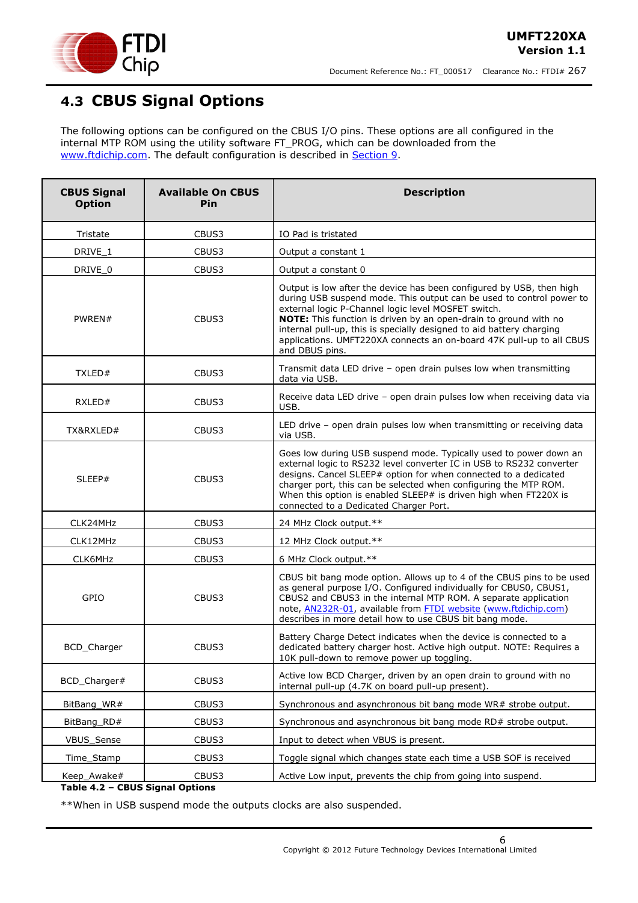## 4.3 CBUS Signal Options

The following options can be configured on the CBUS I/O pins. These options are all configured in the internal MTP ROM using the utility software FT_PROG, which can be downloaded from the www.ftdichip.com. The default configuration is described in Section 9.

| CBUS Signal Option | Available On CBUS Pin | Description |
|---|---|---|
| Tristate | CBUS3 | IO Pad is tristated |
| DRIVE_1 | CBUS3 | Output a constant 1 |
| DRIVE_0 | CBUS3 | Output a constant 0 |
| PWREN# | CBUS3 | Output is low after the device has been configured by USB, then high during USB suspend mode. This output can be used to control power to external logic P-Channel logic level MOSFET switch. **NOTE:** This function is driven by an open-drain to ground with no internal pull-up, this is specially designed to aid battery charging applications. UMFT220XA connects an on-board 47K pull-up to all CBUS and DBUS pins. |
| TXLED# | CBUS3 | Transmit data LED drive – open drain pulses low when transmitting data via USB. |
| RXLED# | CBUS3 | Receive data LED drive – open drain pulses low when receiving data via USB. |
| TX&RXLED# | CBUS3 | LED drive – open drain pulses low when transmitting or receiving data via USB. |
| SLEEP# | CBUS3 | Goes low during USB suspend mode. Typically used to power down an external logic to RS232 level converter IC in USB to RS232 converter designs. Cancel SLEEP# option for when connected to a dedicated charger port, this can be selected when configuring the MTP ROM. When this option is enabled SLEEP# is driven high when FT220X is connected to a Dedicated Charger Port. |
| CLK24MHz | CBUS3 | 24 MHz Clock output.** |
| CLK12MHz | CBUS3 | 12 MHz Clock output.** |
| CLK6MHz | CBUS3 | 6 MHz Clock output.** |
| GPIO | CBUS3 | CBUS bit bang mode option. Allows up to 4 of the CBUS pins to be used as general purpose I/O. Configured individually for CBUS0, CBUS1, CBUS2 and CBUS3 in the internal MTP ROM. A separate application note, AN232R-01, available from FTDI website (www.ftdichip.com) describes in more detail how to use CBUS bit bang mode. |
| BCD_Charger | CBUS3 | Battery Charge Detect indicates when the device is connected to a dedicated battery charger host. Active high output. NOTE: Requires a 10K pull-down to remove power up toggling. |
| BCD_Charger# | CBUS3 | Active low BCD Charger, driven by an open drain to ground with no internal pull-up (4.7K on board pull-up present). |
| BitBang_WR# | CBUS3 | Synchronous and asynchronous bit bang mode WR# strobe output. |
| BitBang_RD# | CBUS3 | Synchronous and asynchronous bit bang mode RD# strobe output. |
| VBUS_Sense | CBUS3 | Input to detect when VBUS is present. |
| Time_Stamp | CBUS3 | Toggle signal which changes state each time a USB SOF is received |
| Keep_Awake# | CBUS3 | Active Low input, prevents the chip from going into suspend. |

**Table 4.2 – CBUS Signal Options**

**When in USB suspend mode the outputs clocks are also suspended.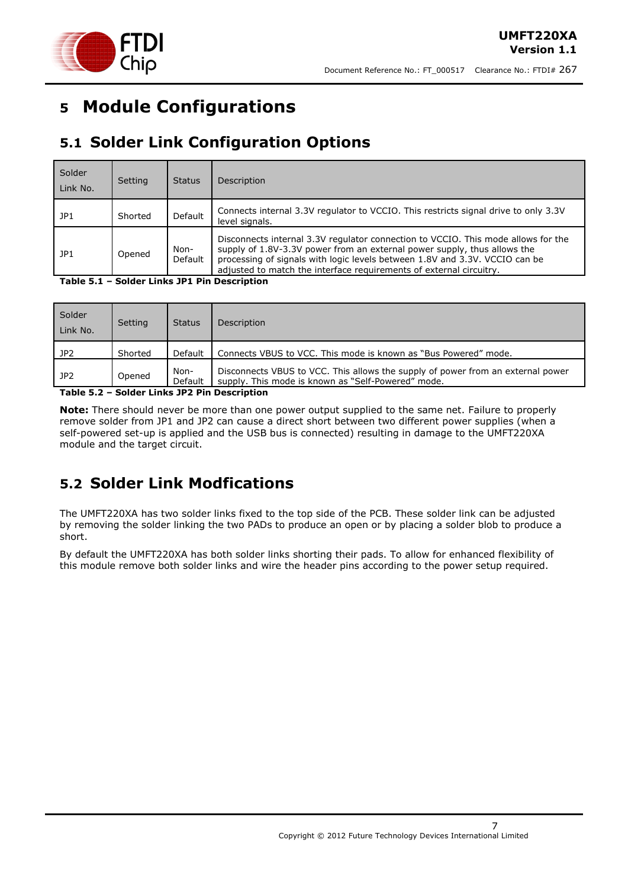# 5 Module Configurations

## 5.1 Solder Link Configuration Options

| Solder Link No. | Setting | Status | Description |
|---|---|---|---|
| JP1 | Shorted | Default | Connects internal 3.3V regulator to VCCIO. This restricts signal drive to only 3.3V level signals. |
| JP1 | Opened | Non-Default | Disconnects internal 3.3V regulator connection to VCCIO. This mode allows for the supply of 1.8V-3.3V power from an external power supply, thus allows the processing of signals with logic levels between 1.8V and 3.3V. VCCIO can be adjusted to match the interface requirements of external circuitry. |

**Table 5.1 – Solder Links JP1 Pin Description**

| Solder Link No. | Setting | Status | Description |
|---|---|---|---|
| JP2 | Shorted | Default | Connects VBUS to VCC. This mode is known as "Bus Powered" mode. |
| JP2 | Opened | Non-Default | Disconnects VBUS to VCC. This allows the supply of power from an external power supply. This mode is known as "Self-Powered" mode. |

**Table 5.2 – Solder Links JP2 Pin Description**

**Note:** There should never be more than one power output supplied to the same net. Failure to properly remove solder from JP1 and JP2 can cause a direct short between two different power supplies (when a self-powered set-up is applied and the USB bus is connected) resulting in damage to the UMFT220XA module and the target circuit.

## 5.2 Solder Link Modfications

The UMFT220XA has two solder links fixed to the top side of the PCB. These solder link can be adjusted by removing the solder linking the two PADs to produce an open or by placing a solder blob to produce a short.

By default the UMFT220XA has both solder links shorting their pads. To allow for enhanced flexibility of this module remove both solder links and wire the header pins according to the power setup required.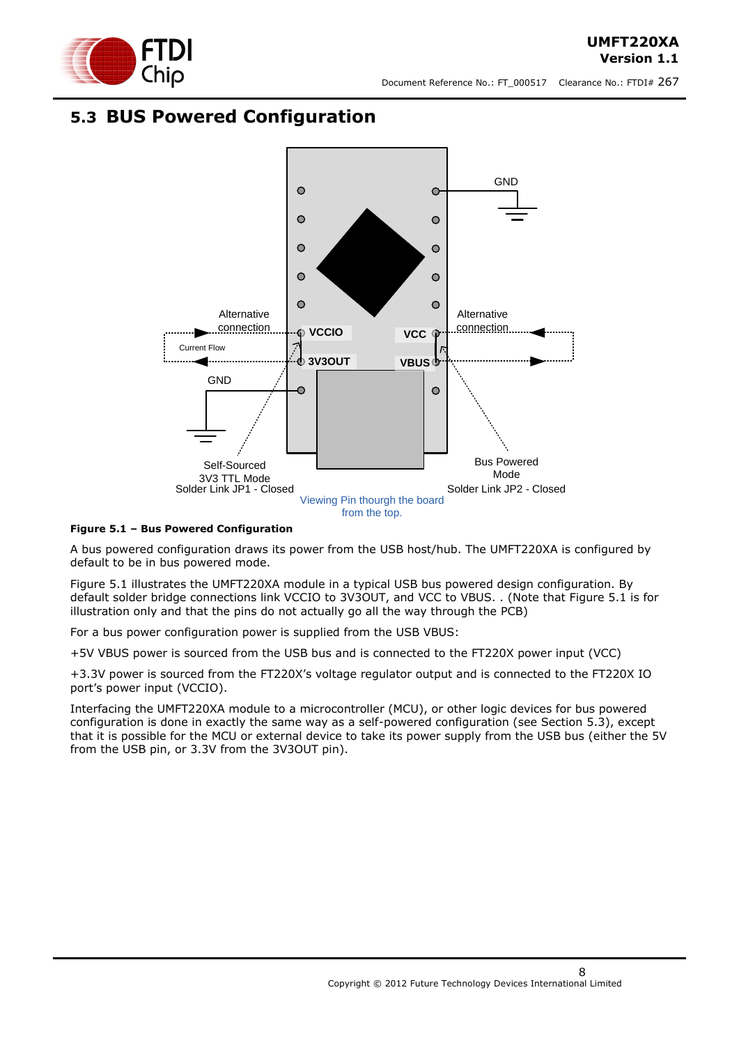## 5.3 BUS Powered Configuration

**Figure 5.1 – Bus Powered Configuration**

A bus powered configuration draws its power from the USB host/hub. The UMFT220XA is configured by default to be in bus powered mode.

Figure 5.1 illustrates the UMFT220XA module in a typical USB bus powered design configuration. By default solder bridge connections link VCCIO to 3V3OUT, and VCC to VBUS. . (Note that Figure 5.1 is for illustration only and that the pins do not actually go all the way through the PCB)

For a bus power configuration power is supplied from the USB VBUS:

+5V VBUS power is sourced from the USB bus and is connected to the FT220X power input (VCC)

+3.3V power is sourced from the FT220X's voltage regulator output and is connected to the FT220X IO port's power input (VCCIO).

Interfacing the UMFT220XA module to a microcontroller (MCU), or other logic devices for bus powered configuration is done in exactly the same way as a self-powered configuration (see Section 5.3), except that it is possible for the MCU or external device to take its power supply from the USB bus (either the 5V from the USB pin, or 3.3V from the 3V3OUT pin).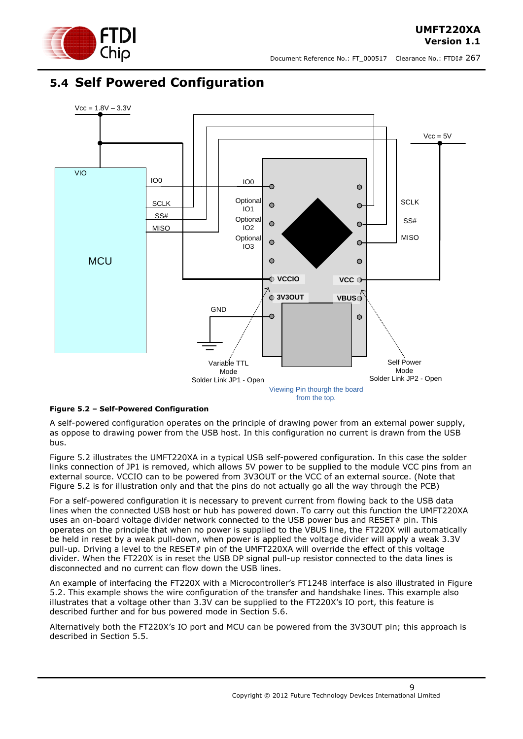## 5.4 Self Powered Configuration

**Figure 5.2 – Self-Powered Configuration**

A self-powered configuration operates on the principle of drawing power from an external power supply, as oppose to drawing power from the USB host. In this configuration no current is drawn from the USB bus.

Figure 5.2 illustrates the UMFT220XA in a typical USB self-powered configuration. In this case the solder links connection of JP1 is removed, which allows 5V power to be supplied to the module VCC pins from an external source. VCCIO can to be powered from 3V3OUT or the VCC of an external source. (Note that Figure 5.2 is for illustration only and that the pins do not actually go all the way through the PCB)

For a self-powered configuration it is necessary to prevent current from flowing back to the USB data lines when the connected USB host or hub has powered down. To carry out this function the UMFT220XA uses an on-board voltage divider network connected to the USB power bus and RESET# pin. This operates on the principle that when no power is supplied to the VBUS line, the FT220X will automatically be held in reset by a weak pull-down, when power is applied the voltage divider will apply a weak 3.3V pull-up. Driving a level to the RESET# pin of the UMFT220XA will override the effect of this voltage divider. When the FT220X is in reset the USB DP signal pull-up resistor connected to the data lines is disconnected and no current can flow down the USB lines.

An example of interfacing the FT220X with a Microcontroller's FT1248 interface is also illustrated in Figure 5.2. This example shows the wire configuration of the transfer and handshake lines. This example also illustrates that a voltage other than 3.3V can be supplied to the FT220X's IO port, this feature is described further and for bus powered mode in Section 5.6.

Alternatively both the FT220X's IO port and MCU can be powered from the 3V3OUT pin; this approach is described in Section 5.5.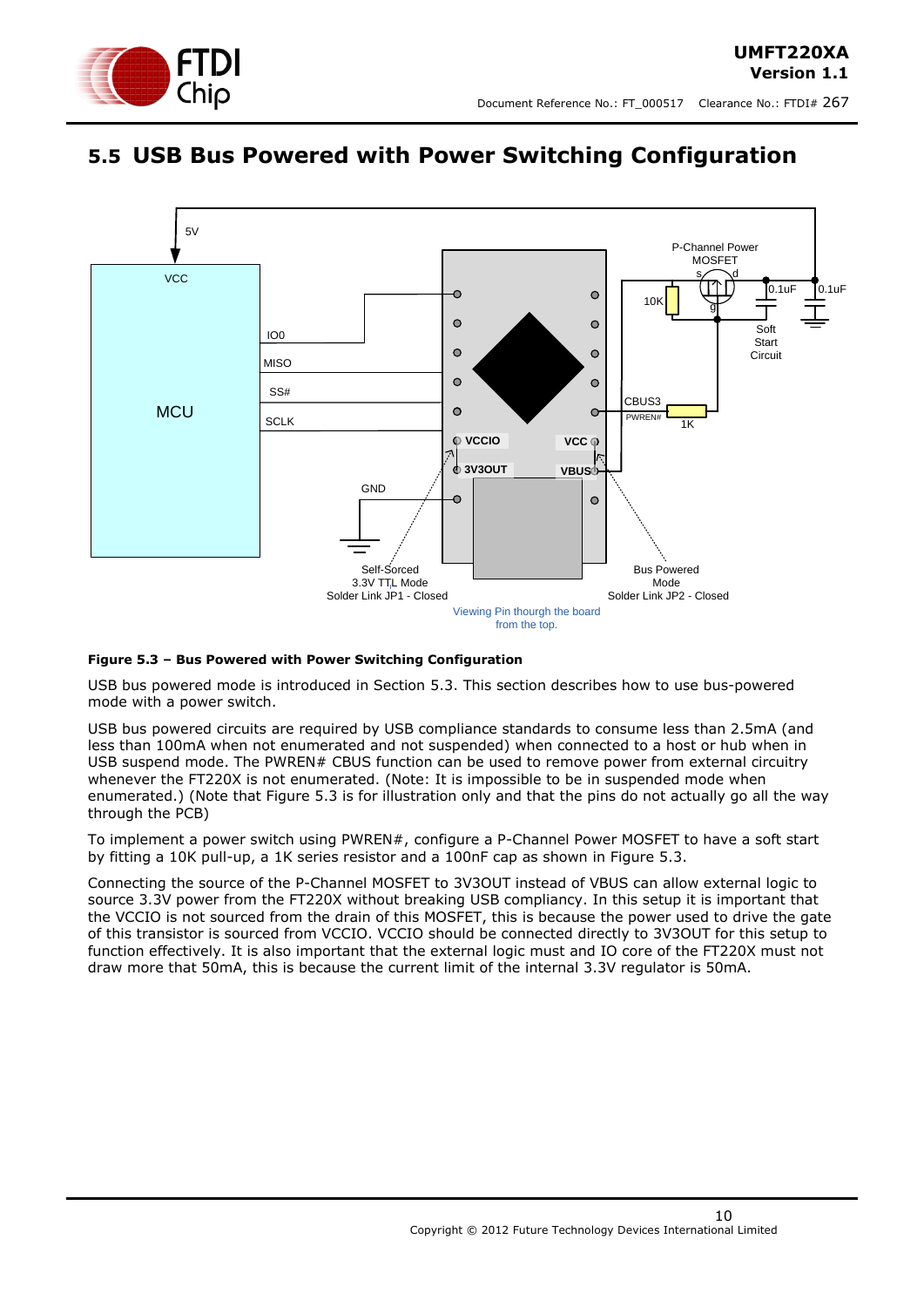## 5.5 USB Bus Powered with Power Switching Configuration

**Figure 5.3 – Bus Powered with Power Switching Configuration**

USB bus powered mode is introduced in Section 5.3. This section describes how to use bus-powered mode with a power switch.

USB bus powered circuits are required by USB compliance standards to consume less than 2.5mA (and less than 100mA when not enumerated and not suspended) when connected to a host or hub when in USB suspend mode. The PWREN# CBUS function can be used to remove power from external circuitry whenever the FT220X is not enumerated. (Note: It is impossible to be in suspended mode when enumerated.) (Note that Figure 5.3 is for illustration only and that the pins do not actually go all the way through the PCB)

To implement a power switch using PWREN#, configure a P-Channel Power MOSFET to have a soft start by fitting a 10K pull-up, a 1K series resistor and a 100nF cap as shown in Figure 5.3.

Connecting the source of the P-Channel MOSFET to 3V3OUT instead of VBUS can allow external logic to source 3.3V power from the FT220X without breaking USB compliancy. In this setup it is important that the VCCIO is not sourced from the drain of this MOSFET, this is because the power used to drive the gate of this transistor is sourced from VCCIO. VCCIO should be connected directly to 3V3OUT for this setup to function effectively. It is also important that the external logic must and IO core of the FT220X must not draw more that 50mA, this is because the current limit of the internal 3.3V regulator is 50mA.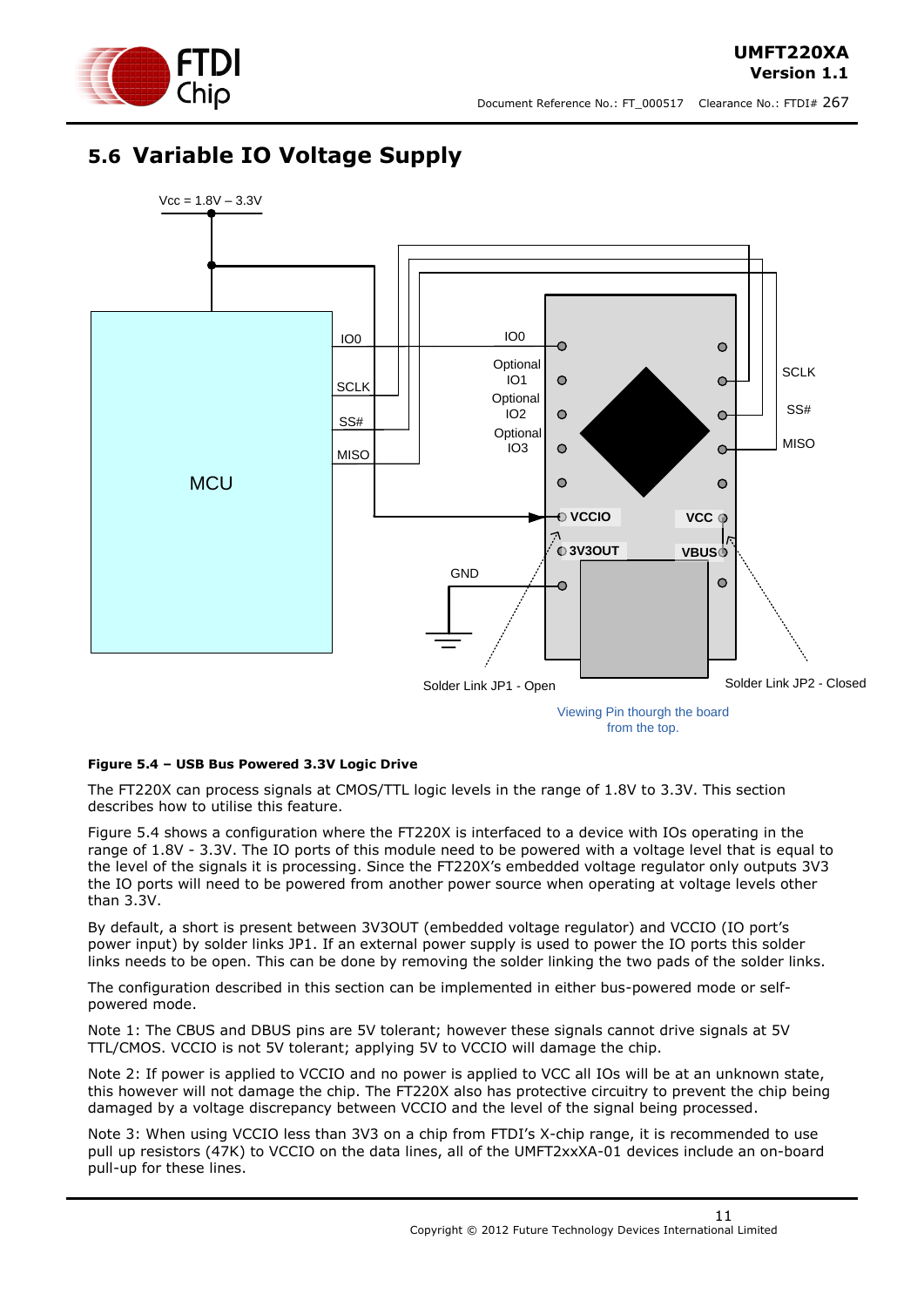## 5.6 Variable IO Voltage Supply

**Figure 5.4 – USB Bus Powered 3.3V Logic Drive**

The FT220X can process signals at CMOS/TTL logic levels in the range of 1.8V to 3.3V. This section describes how to utilise this feature.

Figure 5.4 shows a configuration where the FT220X is interfaced to a device with IOs operating in the range of 1.8V - 3.3V. The IO ports of this module need to be powered with a voltage level that is equal to the level of the signals it is processing. Since the FT220X's embedded voltage regulator only outputs 3V3 the IO ports will need to be powered from another power source when operating at voltage levels other than 3.3V.

By default, a short is present between 3V3OUT (embedded voltage regulator) and VCCIO (IO port's power input) by solder links JP1. If an external power supply is used to power the IO ports this solder links needs to be open. This can be done by removing the solder linking the two pads of the solder links.

The configuration described in this section can be implemented in either bus-powered mode or self-powered mode.

Note 1: The CBUS and DBUS pins are 5V tolerant; however these signals cannot drive signals at 5V TTL/CMOS. VCCIO is not 5V tolerant; applying 5V to VCCIO will damage the chip.

Note 2: If power is applied to VCCIO and no power is applied to VCC all IOs will be at an unknown state, this however will not damage the chip. The FT220X also has protective circuitry to prevent the chip being damaged by a voltage discrepancy between VCCIO and the level of the signal being processed.

Note 3: When using VCCIO less than 3V3 on a chip from FTDI's X-chip range, it is recommended to use pull up resistors (47K) to VCCIO on the data lines, all of the UMFT2xxXA-01 devices include an on-board pull-up for these lines.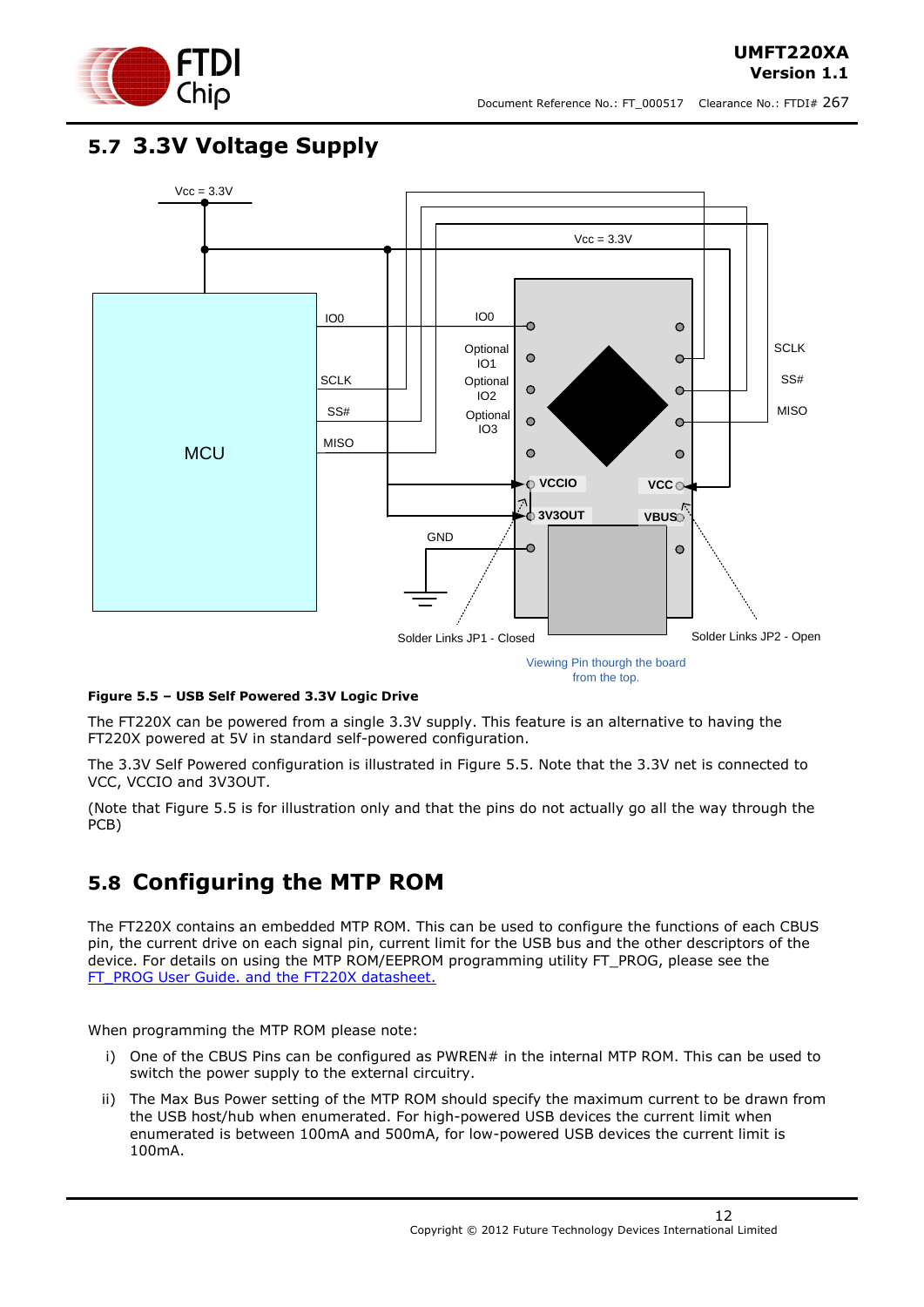## 5.7 3.3V Voltage Supply

**Figure 5.5 – USB Self Powered 3.3V Logic Drive**

The FT220X can be powered from a single 3.3V supply. This feature is an alternative to having the FT220X powered at 5V in standard self-powered configuration.

The 3.3V Self Powered configuration is illustrated in Figure 5.5. Note that the 3.3V net is connected to VCC, VCCIO and 3V3OUT.

(Note that Figure 5.5 is for illustration only and that the pins do not actually go all the way through the PCB)

## 5.8 Configuring the MTP ROM

The FT220X contains an embedded MTP ROM. This can be used to configure the functions of each CBUS pin, the current drive on each signal pin, current limit for the USB bus and the other descriptors of the device. For details on using the MTP ROM/EEPROM programming utility FT_PROG, please see the FT_PROG User Guide. and the FT220X datasheet.

When programming the MTP ROM please note:

i) One of the CBUS Pins can be configured as PWREN# in the internal MTP ROM. This can be used to switch the power supply to the external circuitry.

ii) The Max Bus Power setting of the MTP ROM should specify the maximum current to be drawn from the USB host/hub when enumerated. For high-powered USB devices the current limit when enumerated is between 100mA and 500mA, for low-powered USB devices the current limit is 100mA.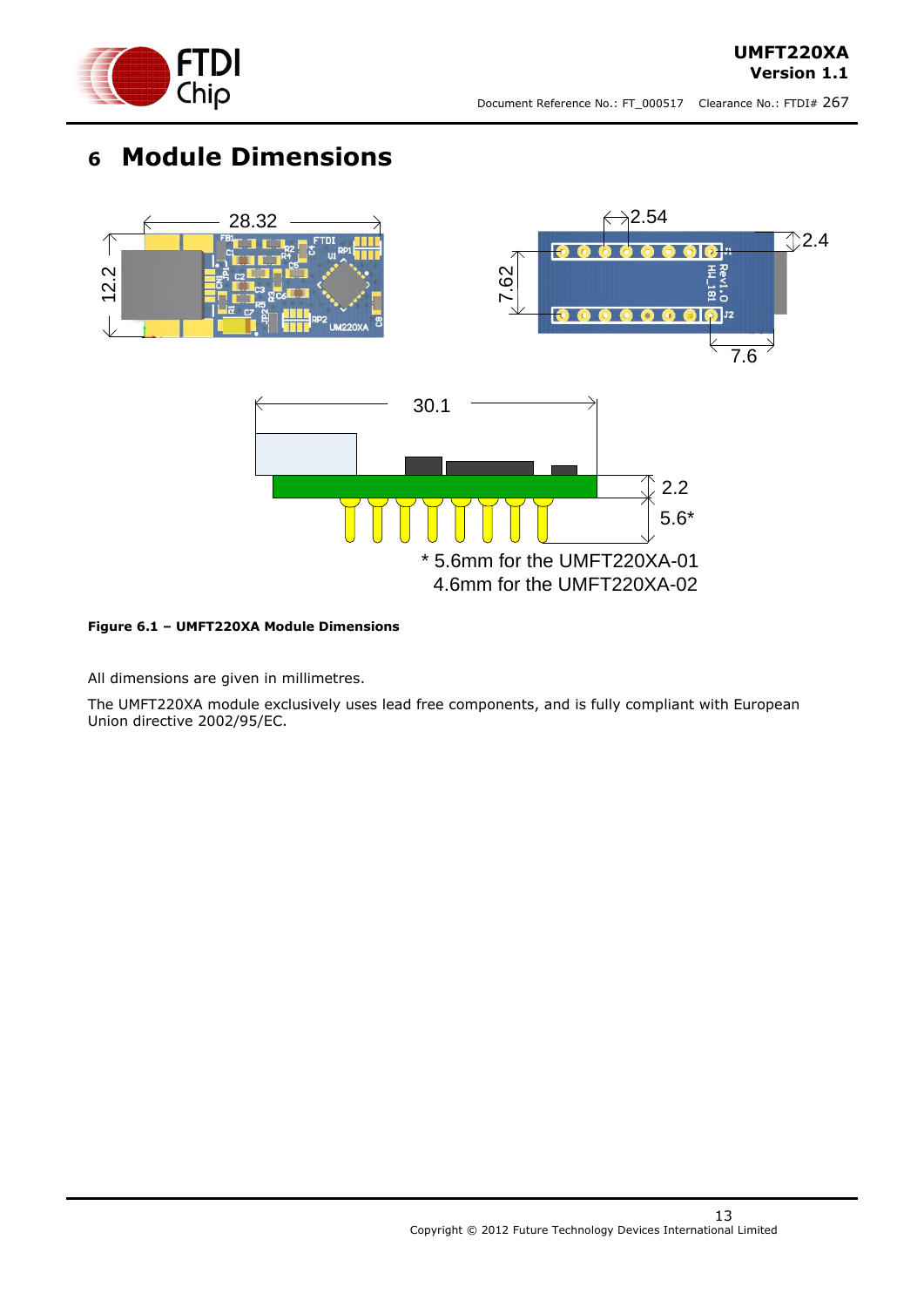# 6 Module Dimensions

Figure 6.1 – UMFT220XA Module Dimensions

All dimensions are given in millimetres.

The UMFT220XA module exclusively uses lead free components, and is fully compliant with European Union directive 2002/95/EC.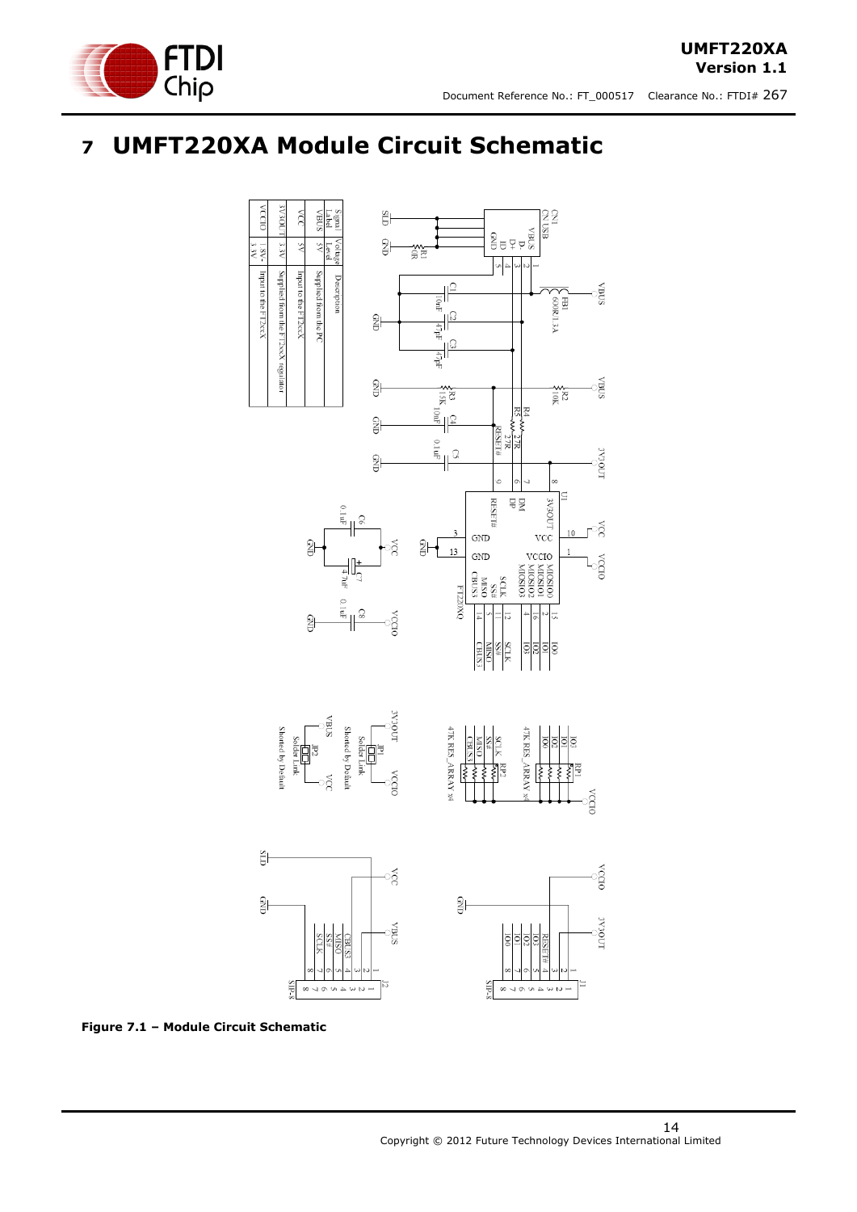# 7 UMFT220XA Module Circuit Schematic

| Signal Label | Voltage Level | Description |
|---|---|---|
| VBUS | 5V | Supplied from the PC |
| VCC | 5V | Input to the FT2xxX |
| 3V3OUT | 3.3V | Supplied from the FT2xxX regulator |
| VCCIO | 1.8V - 3.3V | Input to the FT2xxX |

**Figure 7.1 – Module Circuit Schematic**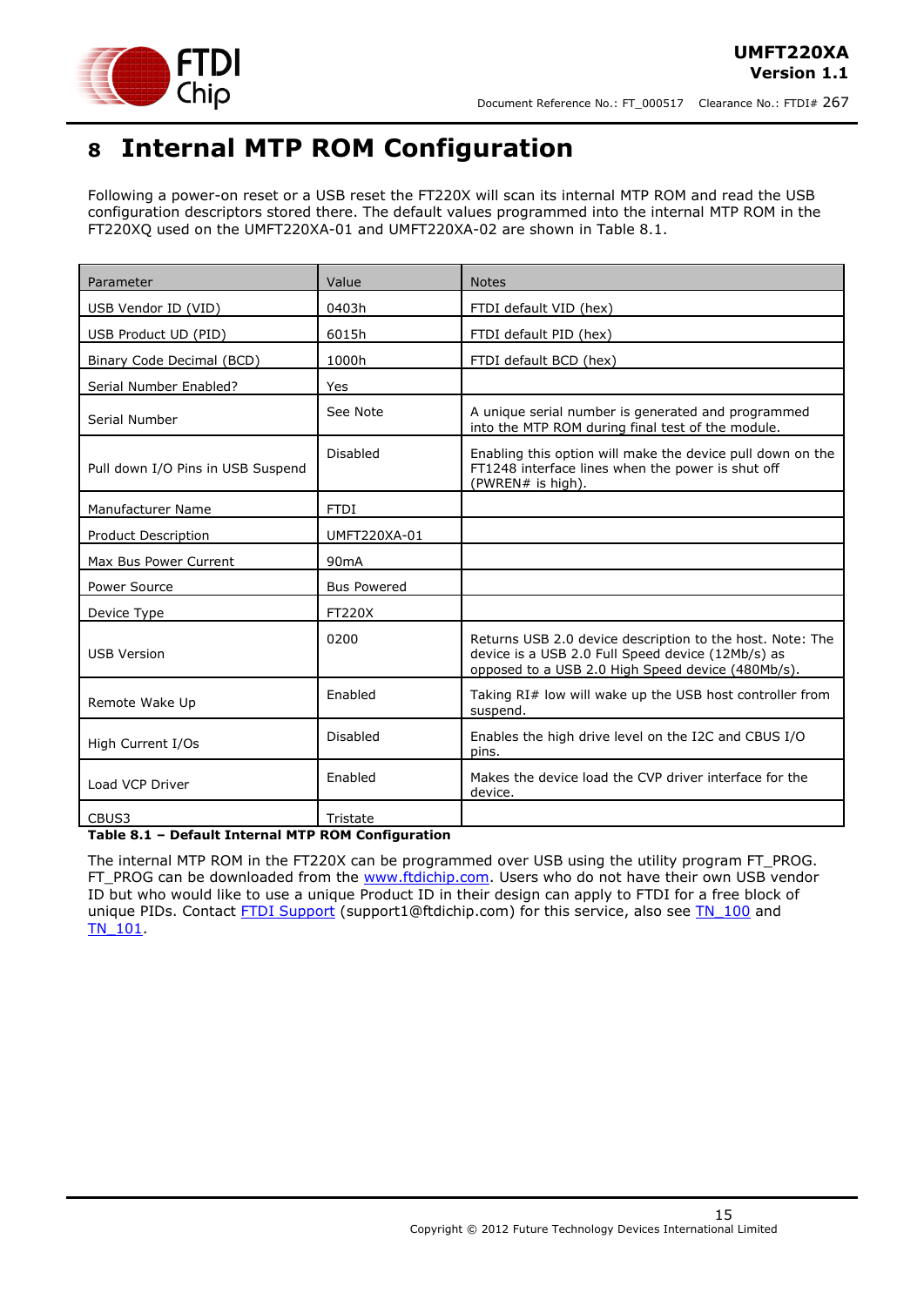# 8 Internal MTP ROM Configuration

Following a power-on reset or a USB reset the FT220X will scan its internal MTP ROM and read the USB configuration descriptors stored there. The default values programmed into the internal MTP ROM in the FT220XQ used on the UMFT220XA-01 and UMFT220XA-02 are shown in Table 8.1.

| Parameter | Value | Notes |
|---|---|---|
| USB Vendor ID (VID) | 0403h | FTDI default VID (hex) |
| USB Product UD (PID) | 6015h | FTDI default PID (hex) |
| Binary Code Decimal (BCD) | 1000h | FTDI default BCD (hex) |
| Serial Number Enabled? | Yes | |
| Serial Number | See Note | A unique serial number is generated and programmed into the MTP ROM during final test of the module. |
| Pull down I/O Pins in USB Suspend | Disabled | Enabling this option will make the device pull down on the FT1248 interface lines when the power is shut off (PWREN# is high). |
| Manufacturer Name | FTDI | |
| Product Description | UMFT220XA-01 | |
| Max Bus Power Current | 90mA | |
| Power Source | Bus Powered | |
| Device Type | FT220X | |
| USB Version | 0200 | Returns USB 2.0 device description to the host. Note: The device is a USB 2.0 Full Speed device (12Mb/s) as opposed to a USB 2.0 High Speed device (480Mb/s). |
| Remote Wake Up | Enabled | Taking RI# low will wake up the USB host controller from suspend. |
| High Current I/Os | Disabled | Enables the high drive level on the I2C and CBUS I/O pins. |
| Load VCP Driver | Enabled | Makes the device load the CVP driver interface for the device. |
| CBUS3 | Tristate | |

**Table 8.1 – Default Internal MTP ROM Configuration**

The internal MTP ROM in the FT220X can be programmed over USB using the utility program FT_PROG. FT_PROG can be downloaded from the www.ftdichip.com. Users who do not have their own USB vendor ID but who would like to use a unique Product ID in their design can apply to FTDI for a free block of unique PIDs. Contact FTDI Support (support1@ftdichip.com) for this service, also see TN_100 and TN_101.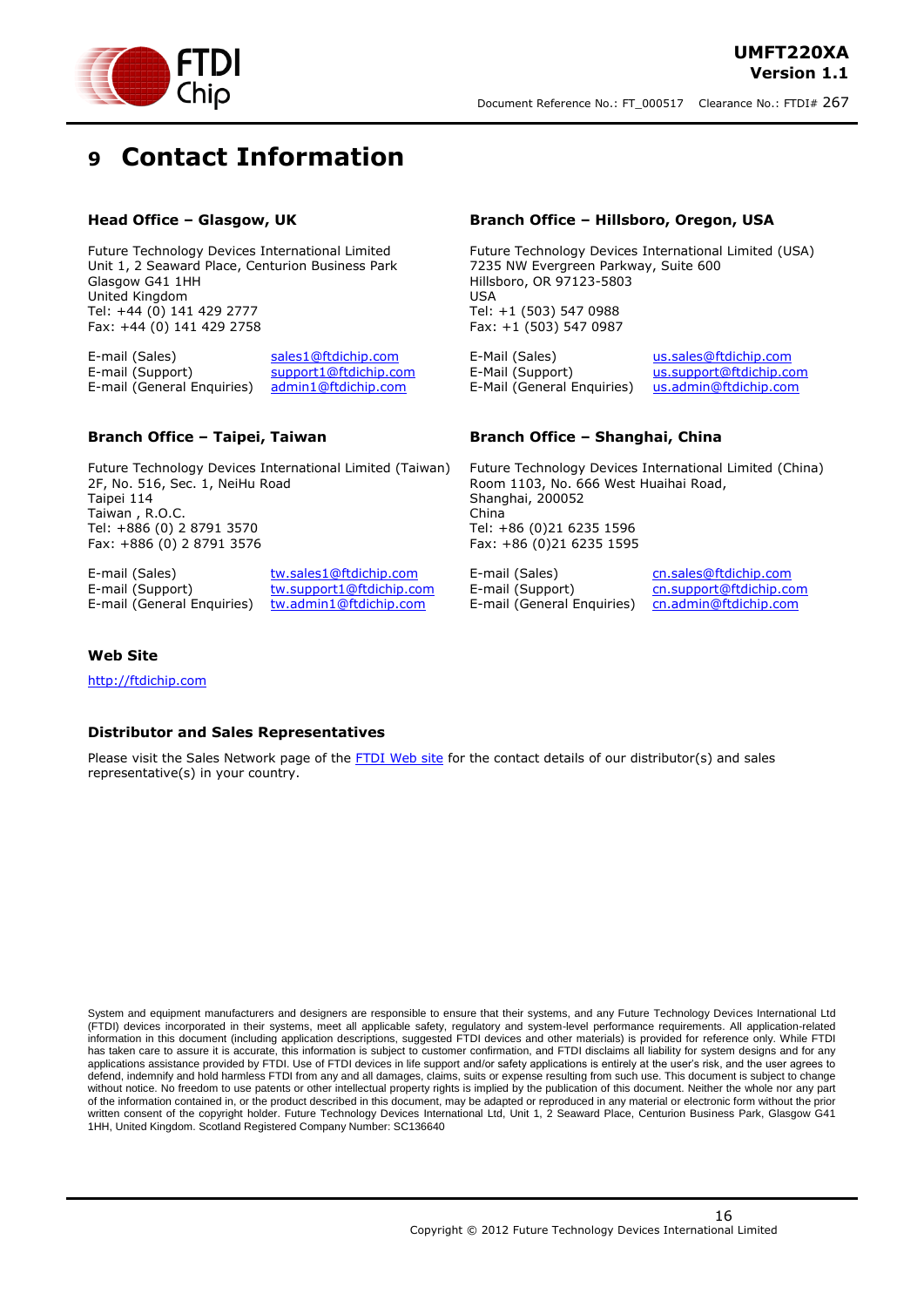# 9 Contact Information

### Head Office – Glasgow, UK

Future Technology Devices International Limited
Unit 1, 2 Seaward Place, Centurion Business Park
Glasgow G41 1HH
United Kingdom
Tel: +44 (0) 141 429 2777
Fax: +44 (0) 141 429 2758

E-mail (Sales) sales1@ftdichip.com
E-mail (Support) support1@ftdichip.com
E-mail (General Enquiries) admin1@ftdichip.com

### Branch Office – Hillsboro, Oregon, USA

Future Technology Devices International Limited (USA)
7235 NW Evergreen Parkway, Suite 600
Hillsboro, OR 97123-5803
USA
Tel: +1 (503) 547 0988
Fax: +1 (503) 547 0987

E-Mail (Sales) us.sales@ftdichip.com
E-Mail (Support) us.support@ftdichip.com
E-Mail (General Enquiries) us.admin@ftdichip.com

### Branch Office – Taipei, Taiwan

Future Technology Devices International Limited (Taiwan)
2F, No. 516, Sec. 1, NeiHu Road
Taipei 114
Taiwan , R.O.C.
Tel: +886 (0) 2 8791 3570
Fax: +886 (0) 2 8791 3576

E-mail (Sales) tw.sales1@ftdichip.com
E-mail (Support) tw.support1@ftdichip.com
E-mail (General Enquiries) tw.admin1@ftdichip.com

### Branch Office – Shanghai, China

Future Technology Devices International Limited (China)
Room 1103, No. 666 West Huaihai Road,
Shanghai, 200052
China
Tel: +86 (0)21 6235 1596
Fax: +86 (0)21 6235 1595

E-mail (Sales) cn.sales@ftdichip.com
E-mail (Support) cn.support@ftdichip.com
E-mail (General Enquiries) cn.admin@ftdichip.com

### Web Site

http://ftdichip.com

### Distributor and Sales Representatives

Please visit the Sales Network page of the FTDI Web site for the contact details of our distributor(s) and sales representative(s) in your country.

System and equipment manufacturers and designers are responsible to ensure that their systems, and any Future Technology Devices International Ltd (FTDI) devices incorporated in their systems, meet all applicable safety, regulatory and system-level performance requirements. All application-related information in this document (including application descriptions, suggested FTDI devices and other materials) is provided for reference only. While FTDI has taken care to assure it is accurate, this information is subject to customer confirmation, and FTDI disclaims all liability for system designs and for any applications assistance provided by FTDI. Use of FTDI devices in life support and/or safety applications is entirely at the user's risk, and the user agrees to defend, indemnify and hold harmless FTDI from any and all damages, claims, suits or expense resulting from such use. This document is subject to change without notice. No freedom to use patents or other intellectual property rights is implied by the publication of this document. Neither the whole nor any part of the information contained in, or the product described in this document, may be adapted or reproduced in any material or electronic form without the prior written consent of the copyright holder. Future Technology Devices International Ltd, Unit 1, 2 Seaward Place, Centurion Business Park, Glasgow G41 1HH, United Kingdom. Scotland Registered Company Number: SC136640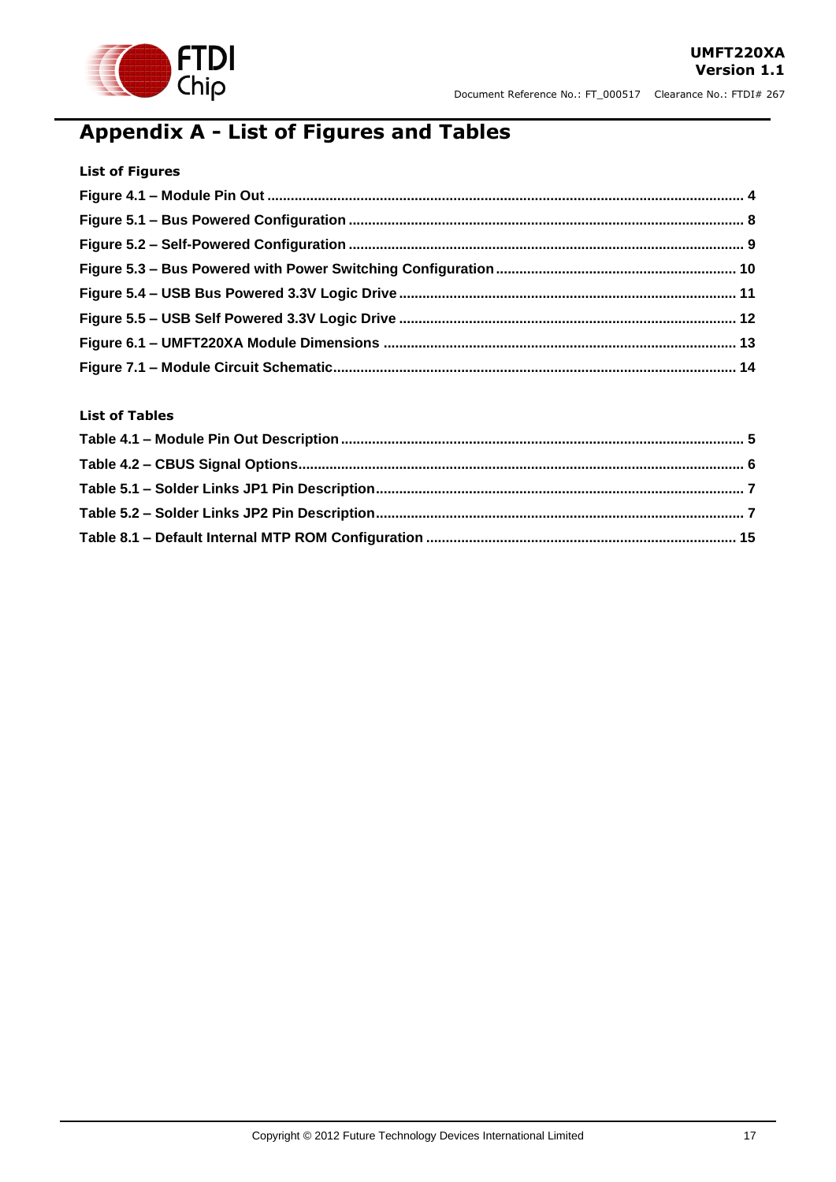# Appendix A - List of Figures and Tables

### List of Figures

Figure 4.1 – Module Pin Out ........................................................................................................................ 4

Figure 5.1 – Bus Powered Configuration .................................................................................................... 8

Figure 5.2 – Self-Powered Configuration .................................................................................................... 9

Figure 5.3 – Bus Powered with Power Switching Configuration ............................................................. 10

Figure 5.4 – USB Bus Powered 3.3V Logic Drive ..................................................................................... 11

Figure 5.5 – USB Self Powered 3.3V Logic Drive ..................................................................................... 12

Figure 6.1 – UMFT220XA Module Dimensions ......................................................................................... 13

Figure 7.1 – Module Circuit Schematic...................................................................................................... 14

### List of Tables

Table 4.1 – Module Pin Out Description ...................................................................................................... 5

Table 4.2 – CBUS Signal Options................................................................................................................. 6

Table 5.1 – Solder Links JP1 Pin Description.............................................................................................. 7

Table 5.2 – Solder Links JP2 Pin Description.............................................................................................. 7

Table 8.1 – Default Internal MTP ROM Configuration ............................................................................... 15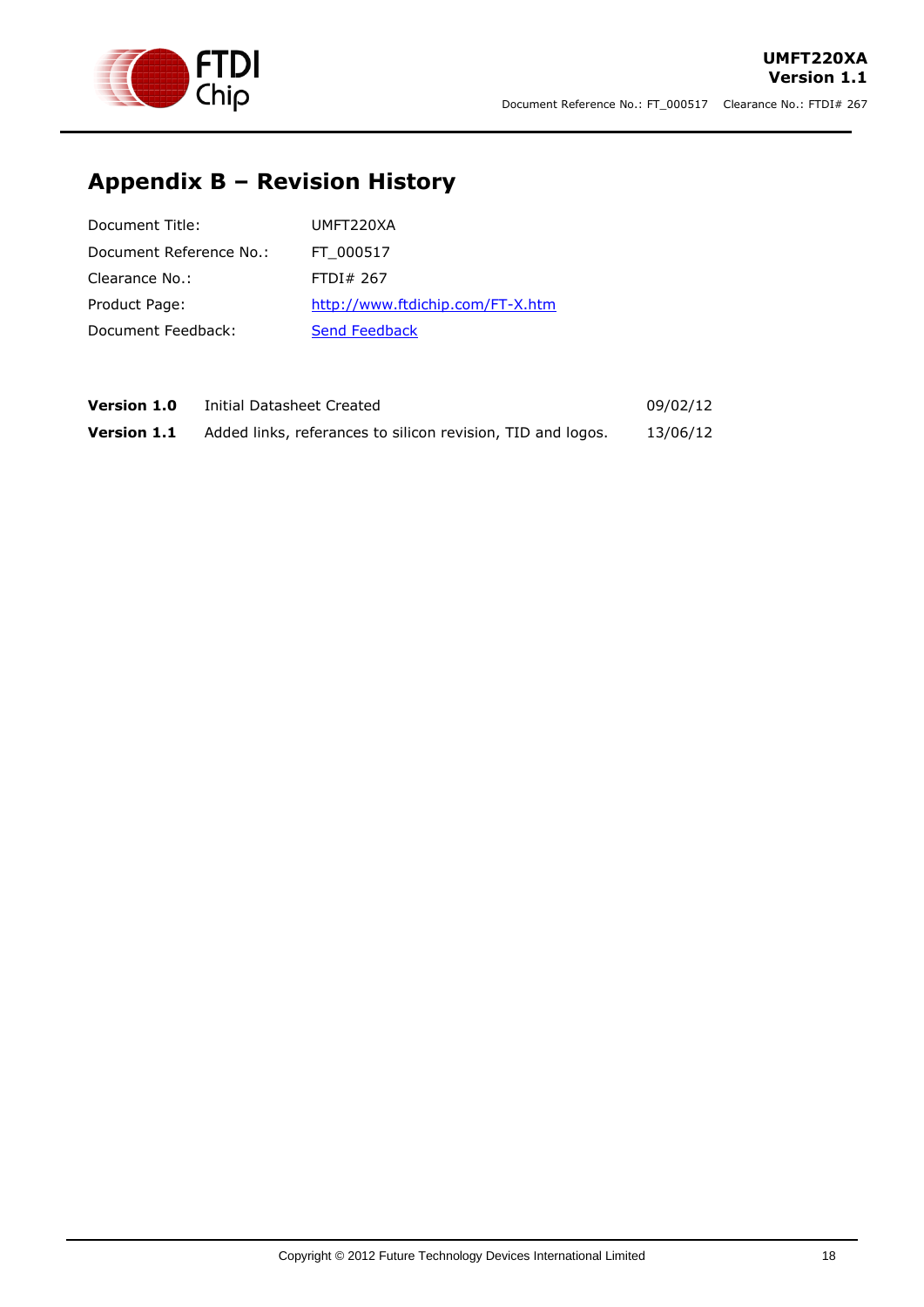# Appendix B – Revision History

| | |
|---|---|
| Document Title: | UMFT220XA |
| Document Reference No.: | FT_000517 |
| Clearance No.: | FTDI# 267 |
| Product Page: | [http://www.ftdichip.com/FT-X.htm](http://www.ftdichip.com/FT-X.htm) |
| Document Feedback: | Send Feedback |

| | | |
|---|---|---|
| **Version 1.0** | Initial Datasheet Created | 09/02/12 |
| **Version 1.1** | Added links, referances to silicon revision, TID and logos. | 13/06/12 |